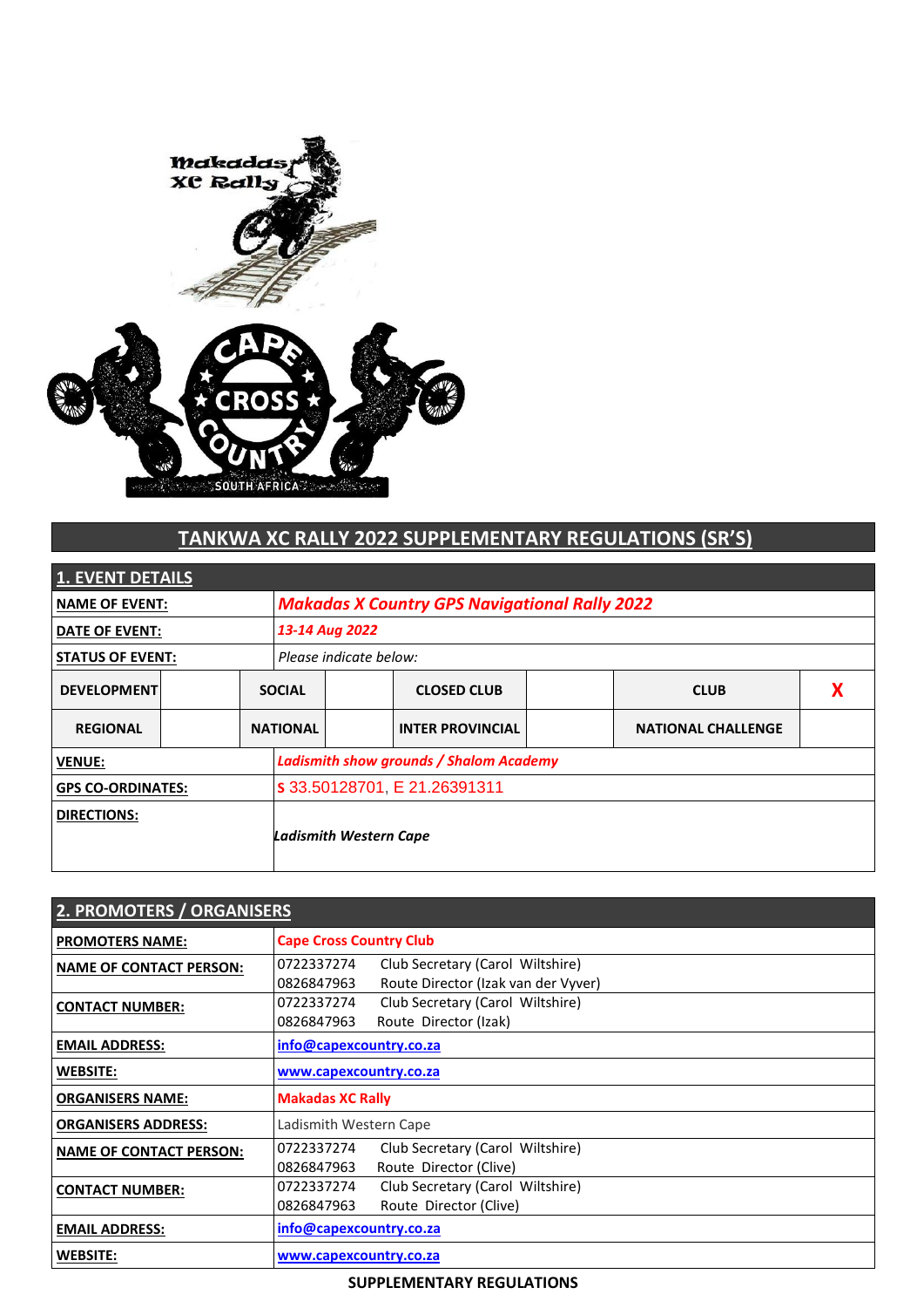# TANKWA XC RALLY 2022 SUPPLEMENTARY REGULATIONS (SR'S)

| 1. EVENT DETAILS | | | | | | | |
|---|---|---|---|---|---|---|---|
| **NAME OF EVENT:** | *Makadas X Country GPS Navigational Rally 2022* | | | | | | |
| **DATE OF EVENT:** | *13-14 Aug 2022* | | | | | | |
| **STATUS OF EVENT:** | *Please indicate below:* | | | | | | |
| **DEVELOPMENT** | | **SOCIAL** | | **CLOSED CLUB** | | **CLUB** | X |
| **REGIONAL** | | **NATIONAL** | | **INTER PROVINCIAL** | | **NATIONAL CHALLENGE** | |
| **VENUE:** | *Ladismith show grounds / Shalom Academy* | | | | | | |
| **GPS CO-ORDINATES:** | S 33.50128701, E 21.26391311 | | | | | | |
| **DIRECTIONS:** | *Ladismith Western Cape* | | | | | | |

| 2. PROMOTERS / ORGANISERS | |
|---|---|
| **PROMOTERS NAME:** | **Cape Cross Country Club** |
| **NAME OF CONTACT PERSON:** | 0722337274 Club Secretary (Carol Wiltshire)<br>0826847963 Route Director (Izak van der Vyver) |
| **CONTACT NUMBER:** | 0722337274 Club Secretary (Carol Wiltshire)<br>0826847963 Route Director (Izak) |
| **EMAIL ADDRESS:** | info@capexcountry.co.za |
| **WEBSITE:** | www.capexcountry.co.za |
| **ORGANISERS NAME:** | **Makadas XC Rally** |
| **ORGANISERS ADDRESS:** | Ladismith Western Cape |
| **NAME OF CONTACT PERSON:** | 0722337274 Club Secretary (Carol Wiltshire)<br>0826847963 Route Director (Clive) |
| **CONTACT NUMBER:** | 0722337274 Club Secretary (Carol Wiltshire)<br>0826847963 Route Director (Clive) |
| **EMAIL ADDRESS:** | info@capexcountry.co.za |
| **WEBSITE:** | www.capexcountry.co.za |

**SUPPLEMENTARY REGULATIONS**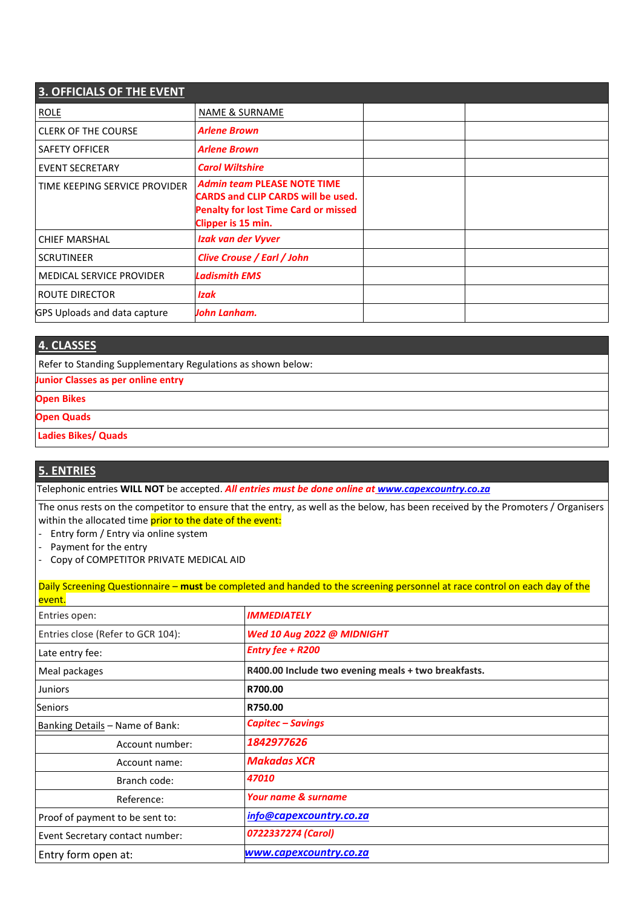## 3. OFFICIALS OF THE EVENT

| ROLE | NAME & SURNAME | | |
|---|---|---|---|
| CLERK OF THE COURSE | ***Arlene Brown*** | | |
| SAFETY OFFICER | ***Arlene Brown*** | | |
| EVENT SECRETARY | ***Carol Wiltshire*** | | |
| TIME KEEPING SERVICE PROVIDER | ***Admin team* PLEASE NOTE TIME CARDS and CLIP CARDS will be used. Penalty for lost Time Card or missed Clipper is 15 min.** | | |
| CHIEF MARSHAL | ***Izak van der Vyver*** | | |
| SCRUTINEER | ***Clive Crouse / Earl / John*** | | |
| MEDICAL SERVICE PROVIDER | ***Ladismith EMS*** | | |
| ROUTE DIRECTOR | ***Izak*** | | |
| GPS Uploads and data capture | ***John Lanham.*** | | |

## 4. CLASSES

Refer to Standing Supplementary Regulations as shown below:

**Junior Classes as per online entry**

**Open Bikes**

**Open Quads**

**Ladies Bikes/ Quads**

## 5. ENTRIES

Telephonic entries **WILL NOT** be accepted. ***All entries must be done online at www.capexcountry.co.za***

The onus rests on the competitor to ensure that the entry, as well as the below, has been received by the Promoters / Organisers within the allocated time prior to the date of the event:

- Entry form / Entry via online system
- Payment for the entry
- Copy of COMPETITOR PRIVATE MEDICAL AID

Daily Screening Questionnaire – **must** be completed and handed to the screening personnel at race control on each day of the event.

| | |
|---|---|
| Entries open: | ***IMMEDIATELY*** |
| Entries close (Refer to GCR 104): | ***Wed 10 Aug 2022 @ MIDNIGHT*** |
| Late entry fee: | ***Entry fee + R200*** |
| Meal packages | **R400.00 Include two evening meals + two breakfasts.** |
| Juniors | **R700.00** |
| Seniors | **R750.00** |
| Banking Details – Name of Bank: | ***Capitec – Savings*** |
| Account number: | ***1842977626*** |
| Account name: | ***Makadas XCR*** |
| Branch code: | ***47010*** |
| Reference: | ***Your name & surname*** |
| Proof of payment to be sent to: | ***info@capexcountry.co.za*** |
| Event Secretary contact number: | ***0722337274 (Carol)*** |
| Entry form open at: | ***www.capexcountry.co.za*** |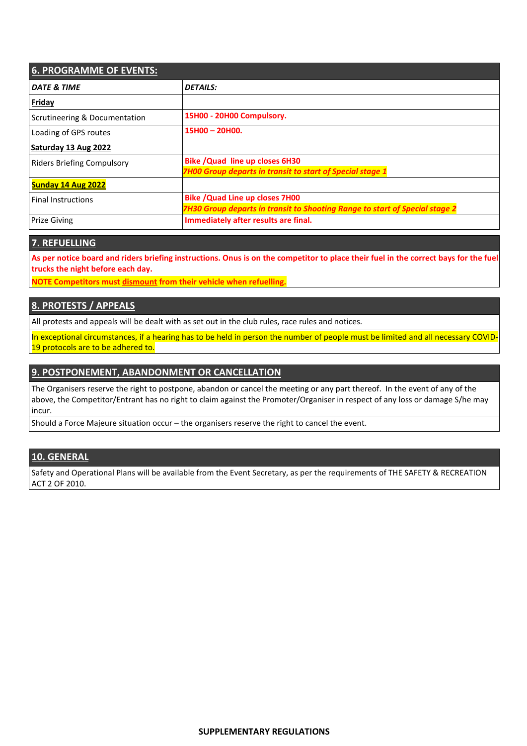## 6. PROGRAMME OF EVENTS:

| *DATE & TIME* | *DETAILS:* |
| --- | --- |
| **Friday** | |
| Scrutineering & Documentation | **15H00 - 20H00 Compulsory.** |
| Loading of GPS routes | **15H00 – 20H00.** |
| **Saturday 13 Aug 2022** | |
| Riders Briefing Compulsory | **Bike /Quad line up closes 6H30**<br>***7H00 Group departs in transit to start of Special stage 1*** |
| **Sunday 14 Aug 2022** | |
| Final Instructions | **Bike /Quad Line up closes 7H00**<br>***7H30 Group departs in transit to Shooting Range to start of Special stage 2*** |
| Prize Giving | **Immediately after results are final.** |

## 7. REFUELLING

**As per notice board and riders briefing instructions. Onus is on the competitor to place their fuel in the correct bays for the fuel trucks the night before each day.**

**NOTE Competitors must dismount from their vehicle when refuelling.**

## 8. PROTESTS / APPEALS

All protests and appeals will be dealt with as set out in the club rules, race rules and notices.

In exceptional circumstances, if a hearing has to be held in person the number of people must be limited and all necessary COVID-19 protocols are to be adhered to.

## 9. POSTPONEMENT, ABANDONMENT OR CANCELLATION

The Organisers reserve the right to postpone, abandon or cancel the meeting or any part thereof. In the event of any of the above, the Competitor/Entrant has no right to claim against the Promoter/Organiser in respect of any loss or damage S/he may incur.

Should a Force Majeure situation occur – the organisers reserve the right to cancel the event.

## 10. GENERAL

Safety and Operational Plans will be available from the Event Secretary, as per the requirements of THE SAFETY & RECREATION ACT 2 OF 2010.